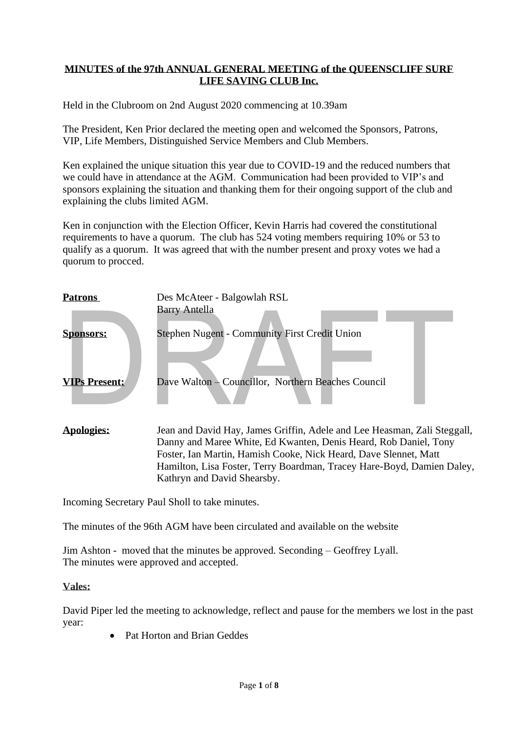# **MINUTES of the 97th ANNUAL GENERAL MEETING of the QUEENSCLIFF SURF LIFE SAVING CLUB Inc.**

Held in the Clubroom on 2nd August 2020 commencing at 10.39am

The President, Ken Prior declared the meeting open and welcomed the Sponsors, Patrons, VIP, Life Members, Distinguished Service Members and Club Members.

Ken explained the unique situation this year due to COVID-19 and the reduced numbers that we could have in attendance at the AGM. Communication had been provided to VIP's and sponsors explaining the situation and thanking them for their ongoing support of the club and explaining the clubs limited AGM.

Ken in conjunction with the Election Officer, Kevin Harris had covered the constitutional requirements to have a quorum. The club has 524 voting members requiring 10% or 53 to qualify as a quorum. It was agreed that with the number present and proxy votes we had a quorum to procced.

**Patrons** Des McAteer - Balgowlah RSL
Barry Antella

**Sponsors:** Stephen Nugent - Community First Credit Union

**VIPs Present:** Dave Walton – Councillor, Northern Beaches Council

**Apologies:** Jean and David Hay, James Griffin, Adele and Lee Heasman, Zali Steggall, Danny and Maree White, Ed Kwanten, Denis Heard, Rob Daniel, Tony Foster, Ian Martin, Hamish Cooke, Nick Heard, Dave Slennet, Matt Hamilton, Lisa Foster, Terry Boardman, Tracey Hare-Boyd, Damien Daley, Kathryn and David Shearsby.

Incoming Secretary Paul Sholl to take minutes.

The minutes of the 96th AGM have been circulated and available on the website

Jim Ashton - moved that the minutes be approved. Seconding – Geoffrey Lyall.
The minutes were approved and accepted.

**Vales:**

David Piper led the meeting to acknowledge, reflect and pause for the members we lost in the past year:

- Pat Horton and Brian Geddes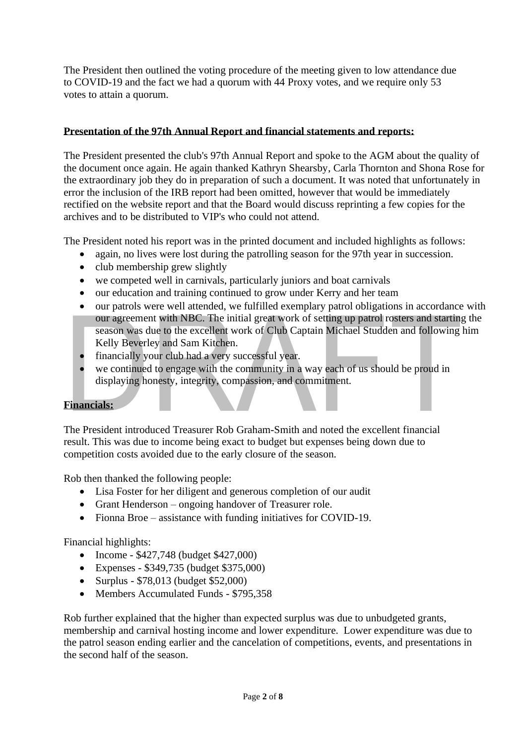The President then outlined the voting procedure of the meeting given to low attendance due to COVID-19 and the fact we had a quorum with 44 Proxy votes, and we require only 53 votes to attain a quorum.

**Presentation of the 97th Annual Report and financial statements and reports:**

The President presented the club's 97th Annual Report and spoke to the AGM about the quality of the document once again. He again thanked Kathryn Shearsby, Carla Thornton and Shona Rose for the extraordinary job they do in preparation of such a document. It was noted that unfortunately in error the inclusion of the IRB report had been omitted, however that would be immediately rectified on the website report and that the Board would discuss reprinting a few copies for the archives and to be distributed to VIP's who could not attend.

The President noted his report was in the printed document and included highlights as follows:

- again, no lives were lost during the patrolling season for the 97th year in succession.
- club membership grew slightly
- we competed well in carnivals, particularly juniors and boat carnivals
- our education and training continued to grow under Kerry and her team
- our patrols were well attended, we fulfilled exemplary patrol obligations in accordance with our agreement with NBC. The initial great work of setting up patrol rosters and starting the season was due to the excellent work of Club Captain Michael Studden and following him Kelly Beverley and Sam Kitchen.
- financially your club had a very successful year.
- we continued to engage with the community in a way each of us should be proud in displaying honesty, integrity, compassion, and commitment.

**Financials:**

The President introduced Treasurer Rob Graham-Smith and noted the excellent financial result. This was due to income being exact to budget but expenses being down due to competition costs avoided due to the early closure of the season.

Rob then thanked the following people:

- Lisa Foster for her diligent and generous completion of our audit
- Grant Henderson – ongoing handover of Treasurer role.
- Fionna Broe – assistance with funding initiatives for COVID-19.

Financial highlights:

- Income - $427,748 (budget $427,000)
- Expenses - $349,735 (budget $375,000)
- Surplus - $78,013 (budget $52,000)
- Members Accumulated Funds - $795,358

Rob further explained that the higher than expected surplus was due to unbudgeted grants, membership and carnival hosting income and lower expenditure. Lower expenditure was due to the patrol season ending earlier and the cancelation of competitions, events, and presentations in the second half of the season.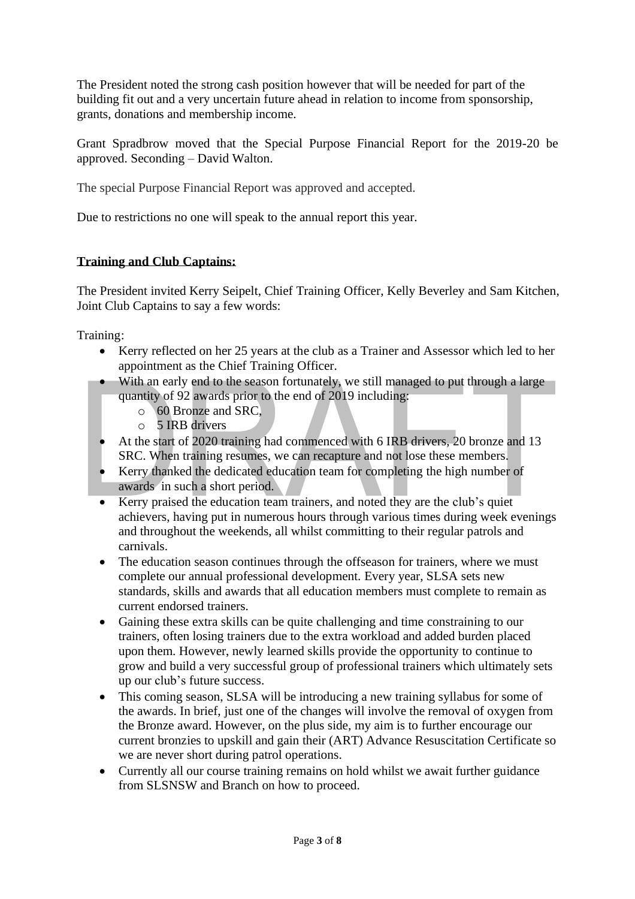The President noted the strong cash position however that will be needed for part of the building fit out and a very uncertain future ahead in relation to income from sponsorship, grants, donations and membership income.

Grant Spradbrow moved that the Special Purpose Financial Report for the 2019-20 be approved. Seconding – David Walton.

The special Purpose Financial Report was approved and accepted.

Due to restrictions no one will speak to the annual report this year.

**Training and Club Captains:**

The President invited Kerry Seipelt, Chief Training Officer, Kelly Beverley and Sam Kitchen, Joint Club Captains to say a few words:

Training:

- Kerry reflected on her 25 years at the club as a Trainer and Assessor which led to her appointment as the Chief Training Officer.
- With an early end to the season fortunately, we still managed to put through a large quantity of 92 awards prior to the end of 2019 including:
  - 60 Bronze and SRC,
  - 5 IRB drivers
- At the start of 2020 training had commenced with 6 IRB drivers, 20 bronze and 13 SRC. When training resumes, we can recapture and not lose these members.
- Kerry thanked the dedicated education team for completing the high number of awards in such a short period.
- Kerry praised the education team trainers, and noted they are the club's quiet achievers, having put in numerous hours through various times during week evenings and throughout the weekends, all whilst committing to their regular patrols and carnivals.
- The education season continues through the offseason for trainers, where we must complete our annual professional development. Every year, SLSA sets new standards, skills and awards that all education members must complete to remain as current endorsed trainers.
- Gaining these extra skills can be quite challenging and time constraining to our trainers, often losing trainers due to the extra workload and added burden placed upon them. However, newly learned skills provide the opportunity to continue to grow and build a very successful group of professional trainers which ultimately sets up our club's future success.
- This coming season, SLSA will be introducing a new training syllabus for some of the awards. In brief, just one of the changes will involve the removal of oxygen from the Bronze award. However, on the plus side, my aim is to further encourage our current bronzies to upskill and gain their (ART) Advance Resuscitation Certificate so we are never short during patrol operations.
- Currently all our course training remains on hold whilst we await further guidance from SLSNSW and Branch on how to proceed.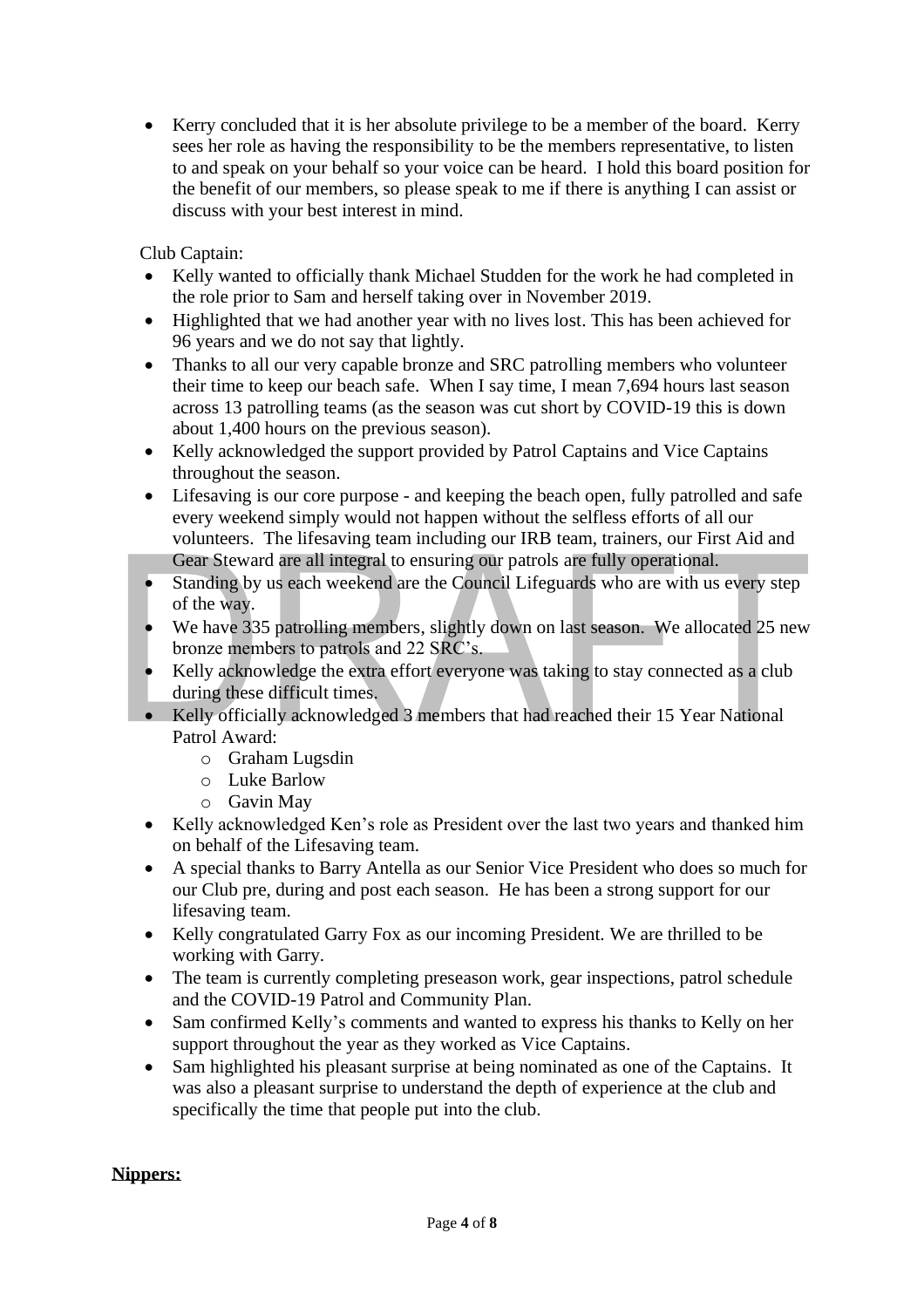- Kerry concluded that it is her absolute privilege to be a member of the board. Kerry sees her role as having the responsibility to be the members representative, to listen to and speak on your behalf so your voice can be heard. I hold this board position for the benefit of our members, so please speak to me if there is anything I can assist or discuss with your best interest in mind.

Club Captain:

- Kelly wanted to officially thank Michael Studden for the work he had completed in the role prior to Sam and herself taking over in November 2019.
- Highlighted that we had another year with no lives lost. This has been achieved for 96 years and we do not say that lightly.
- Thanks to all our very capable bronze and SRC patrolling members who volunteer their time to keep our beach safe. When I say time, I mean 7,694 hours last season across 13 patrolling teams (as the season was cut short by COVID-19 this is down about 1,400 hours on the previous season).
- Kelly acknowledged the support provided by Patrol Captains and Vice Captains throughout the season.
- Lifesaving is our core purpose - and keeping the beach open, fully patrolled and safe every weekend simply would not happen without the selfless efforts of all our volunteers. The lifesaving team including our IRB team, trainers, our First Aid and Gear Steward are all integral to ensuring our patrols are fully operational.
- Standing by us each weekend are the Council Lifeguards who are with us every step of the way.
- We have 335 patrolling members, slightly down on last season. We allocated 25 new bronze members to patrols and 22 SRC's.
- Kelly acknowledge the extra effort everyone was taking to stay connected as a club during these difficult times.
- Kelly officially acknowledged 3 members that had reached their 15 Year National Patrol Award:
    - Graham Lugsdin
    - Luke Barlow
    - Gavin May
- Kelly acknowledged Ken's role as President over the last two years and thanked him on behalf of the Lifesaving team.
- A special thanks to Barry Antella as our Senior Vice President who does so much for our Club pre, during and post each season. He has been a strong support for our lifesaving team.
- Kelly congratulated Garry Fox as our incoming President. We are thrilled to be working with Garry.
- The team is currently completing preseason work, gear inspections, patrol schedule and the COVID-19 Patrol and Community Plan.
- Sam confirmed Kelly's comments and wanted to express his thanks to Kelly on her support throughout the year as they worked as Vice Captains.
- Sam highlighted his pleasant surprise at being nominated as one of the Captains. It was also a pleasant surprise to understand the depth of experience at the club and specifically the time that people put into the club.

**Nippers:**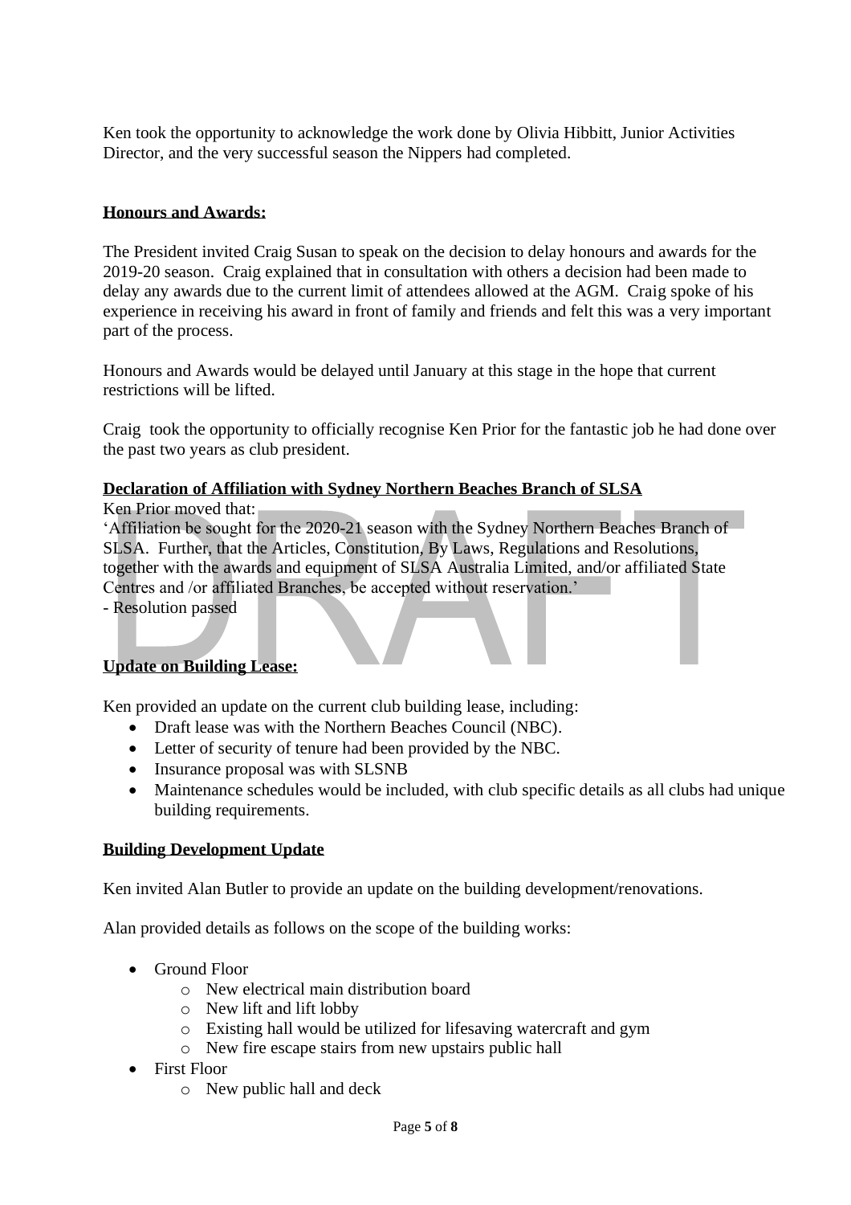Ken took the opportunity to acknowledge the work done by Olivia Hibbitt, Junior Activities Director, and the very successful season the Nippers had completed.

**Honours and Awards:**

The President invited Craig Susan to speak on the decision to delay honours and awards for the 2019-20 season. Craig explained that in consultation with others a decision had been made to delay any awards due to the current limit of attendees allowed at the AGM. Craig spoke of his experience in receiving his award in front of family and friends and felt this was a very important part of the process.

Honours and Awards would be delayed until January at this stage in the hope that current restrictions will be lifted.

Craig took the opportunity to officially recognise Ken Prior for the fantastic job he had done over the past two years as club president.

**Declaration of Affiliation with Sydney Northern Beaches Branch of SLSA**

Ken Prior moved that:
'Affiliation be sought for the 2020-21 season with the Sydney Northern Beaches Branch of SLSA. Further, that the Articles, Constitution, By Laws, Regulations and Resolutions, together with the awards and equipment of SLSA Australia Limited, and/or affiliated State Centres and /or affiliated Branches, be accepted without reservation.'
- Resolution passed

**Update on Building Lease:**

Ken provided an update on the current club building lease, including:

- Draft lease was with the Northern Beaches Council (NBC).
- Letter of security of tenure had been provided by the NBC.
- Insurance proposal was with SLSNB
- Maintenance schedules would be included, with club specific details as all clubs had unique building requirements.

**Building Development Update**

Ken invited Alan Butler to provide an update on the building development/renovations.

Alan provided details as follows on the scope of the building works:

- Ground Floor
    - New electrical main distribution board
    - New lift and lift lobby
    - Existing hall would be utilized for lifesaving watercraft and gym
    - New fire escape stairs from new upstairs public hall
- First Floor
    - New public hall and deck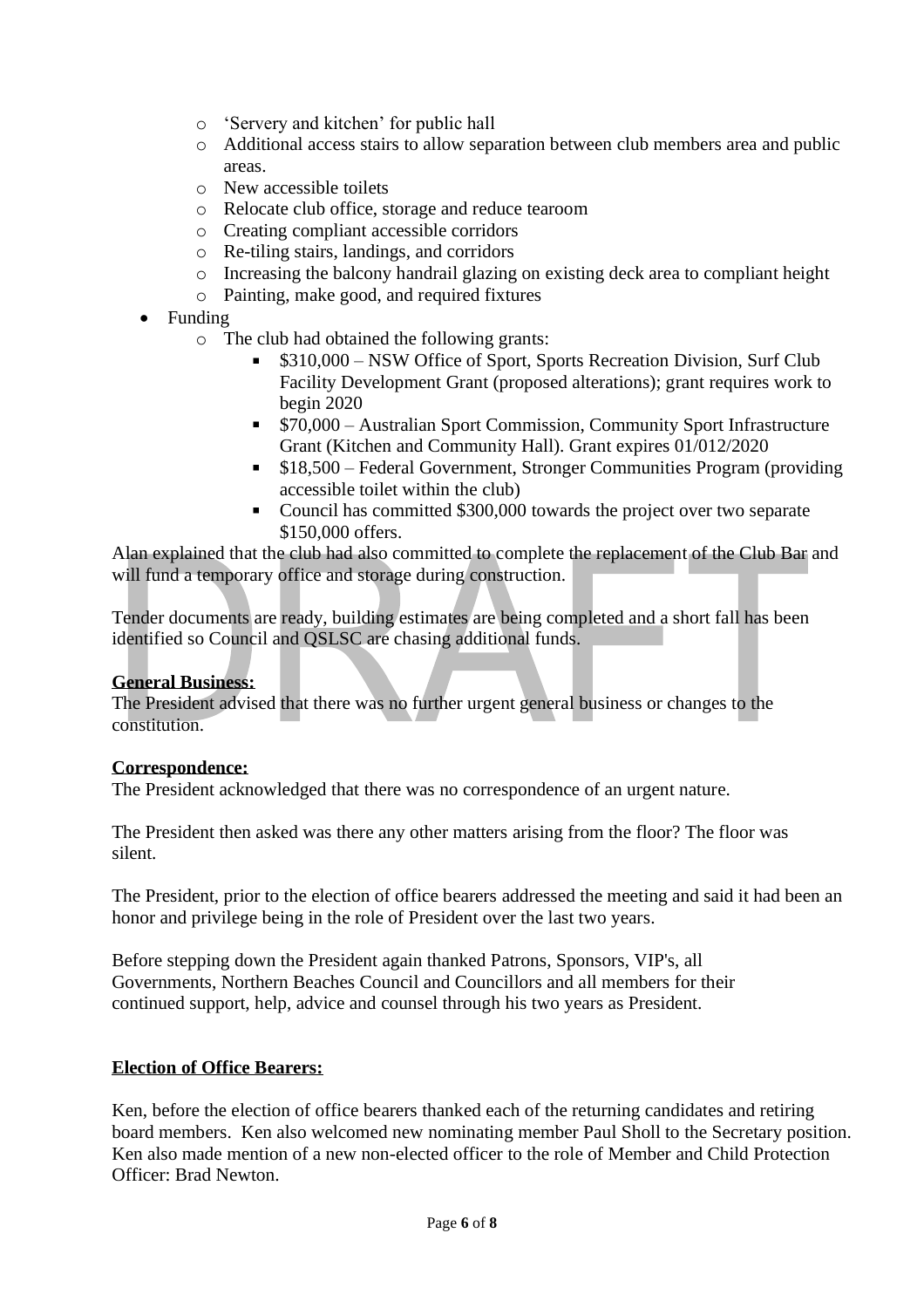- 'Servery and kitchen' for public hall
    - Additional access stairs to allow separation between club members area and public areas.
    - New accessible toilets
    - Relocate club office, storage and reduce tearoom
    - Creating compliant accessible corridors
    - Re-tiling stairs, landings, and corridors
    - Increasing the balcony handrail glazing on existing deck area to compliant height
    - Painting, make good, and required fixtures
- Funding
    - The club had obtained the following grants:
        - $310,000 – NSW Office of Sport, Sports Recreation Division, Surf Club Facility Development Grant (proposed alterations); grant requires work to begin 2020
        - $70,000 – Australian Sport Commission, Community Sport Infrastructure Grant (Kitchen and Community Hall). Grant expires 01/012/2020
        - $18,500 – Federal Government, Stronger Communities Program (providing accessible toilet within the club)
        - Council has committed $300,000 towards the project over two separate $150,000 offers.

Alan explained that the club had also committed to complete the replacement of the Club Bar and will fund a temporary office and storage during construction.

Tender documents are ready, building estimates are being completed and a short fall has been identified so Council and QSLSC are chasing additional funds.

**General Business:**
The President advised that there was no further urgent general business or changes to the constitution.

**Correspondence:**
The President acknowledged that there was no correspondence of an urgent nature.

The President then asked was there any other matters arising from the floor? The floor was silent.

The President, prior to the election of office bearers addressed the meeting and said it had been an honor and privilege being in the role of President over the last two years.

Before stepping down the President again thanked Patrons, Sponsors, VIP's, all Governments, Northern Beaches Council and Councillors and all members for their continued support, help, advice and counsel through his two years as President.

**Election of Office Bearers:**

Ken, before the election of office bearers thanked each of the returning candidates and retiring board members. Ken also welcomed new nominating member Paul Sholl to the Secretary position. Ken also made mention of a new non-elected officer to the role of Member and Child Protection Officer: Brad Newton.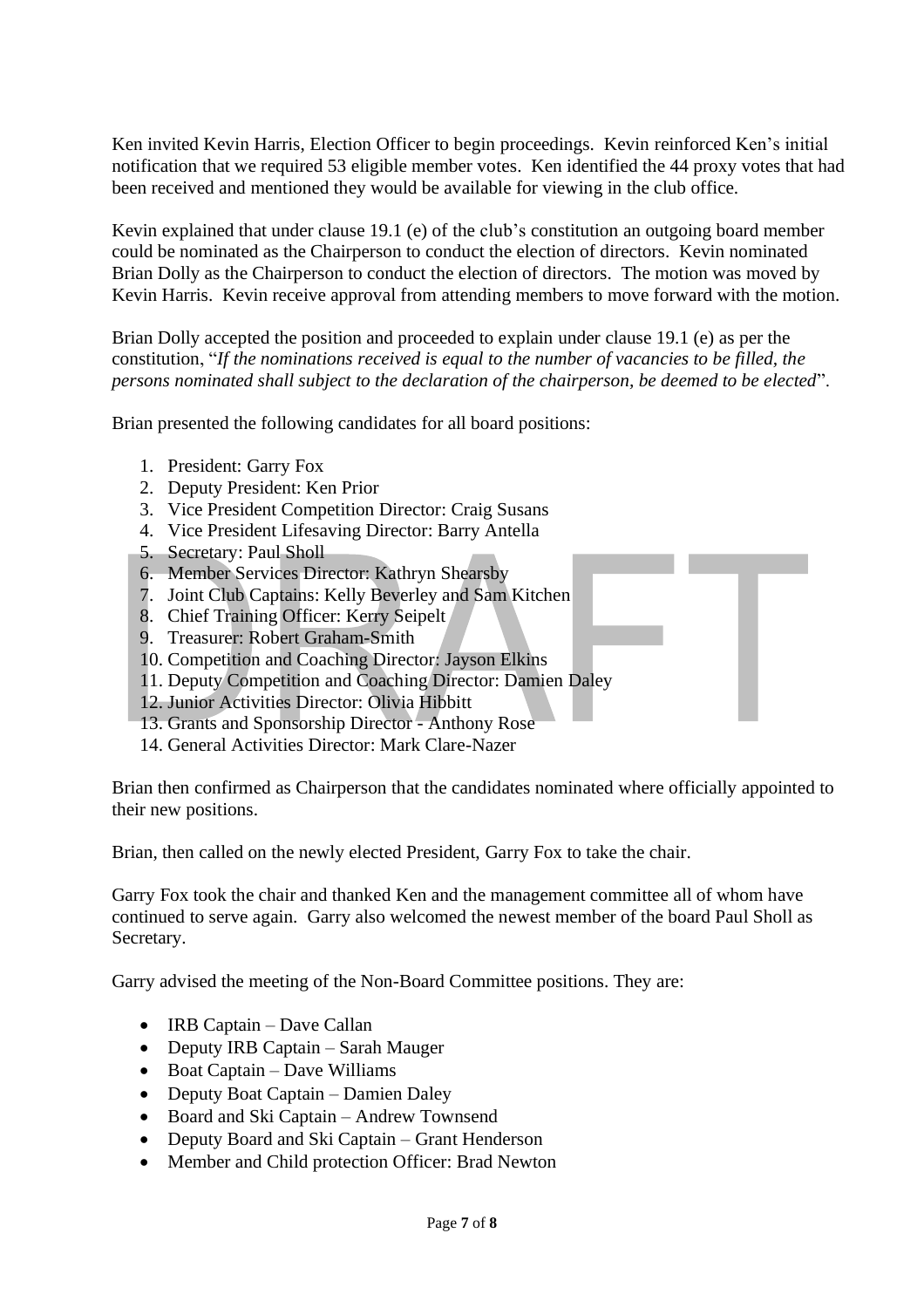Ken invited Kevin Harris, Election Officer to begin proceedings. Kevin reinforced Ken's initial notification that we required 53 eligible member votes. Ken identified the 44 proxy votes that had been received and mentioned they would be available for viewing in the club office.

Kevin explained that under clause 19.1 (e) of the club's constitution an outgoing board member could be nominated as the Chairperson to conduct the election of directors. Kevin nominated Brian Dolly as the Chairperson to conduct the election of directors. The motion was moved by Kevin Harris. Kevin receive approval from attending members to move forward with the motion.

Brian Dolly accepted the position and proceeded to explain under clause 19.1 (e) as per the constitution, "*If the nominations received is equal to the number of vacancies to be filled, the persons nominated shall subject to the declaration of the chairperson, be deemed to be elected*".

Brian presented the following candidates for all board positions:

1. President: Garry Fox
2. Deputy President: Ken Prior
3. Vice President Competition Director: Craig Susans
4. Vice President Lifesaving Director: Barry Antella
5. Secretary: Paul Sholl
6. Member Services Director: Kathryn Shearsby
7. Joint Club Captains: Kelly Beverley and Sam Kitchen
8. Chief Training Officer: Kerry Seipelt
9. Treasurer: Robert Graham-Smith
10. Competition and Coaching Director: Jayson Elkins
11. Deputy Competition and Coaching Director: Damien Daley
12. Junior Activities Director: Olivia Hibbitt
13. Grants and Sponsorship Director - Anthony Rose
14. General Activities Director: Mark Clare-Nazer

Brian then confirmed as Chairperson that the candidates nominated where officially appointed to their new positions.

Brian, then called on the newly elected President, Garry Fox to take the chair.

Garry Fox took the chair and thanked Ken and the management committee all of whom have continued to serve again. Garry also welcomed the newest member of the board Paul Sholl as Secretary.

Garry advised the meeting of the Non-Board Committee positions. They are:

- IRB Captain – Dave Callan
- Deputy IRB Captain – Sarah Mauger
- Boat Captain – Dave Williams
- Deputy Boat Captain – Damien Daley
- Board and Ski Captain – Andrew Townsend
- Deputy Board and Ski Captain – Grant Henderson
- Member and Child protection Officer: Brad Newton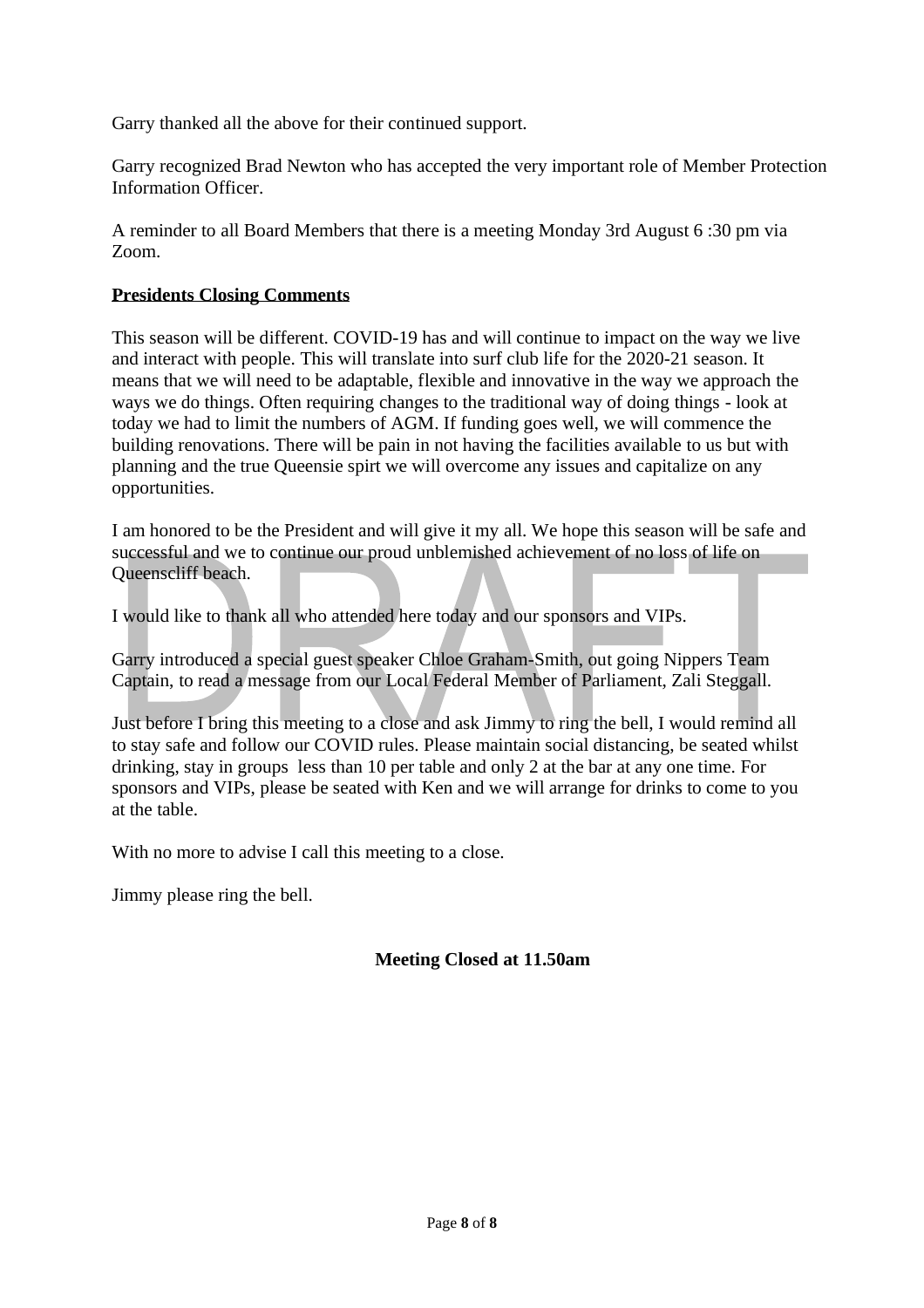Garry thanked all the above for their continued support.

Garry recognized Brad Newton who has accepted the very important role of Member Protection Information Officer.

A reminder to all Board Members that there is a meeting Monday 3rd August 6 :30 pm via Zoom.

**Presidents Closing Comments**

This season will be different. COVID-19 has and will continue to impact on the way we live and interact with people. This will translate into surf club life for the 2020-21 season. It means that we will need to be adaptable, flexible and innovative in the way we approach the ways we do things. Often requiring changes to the traditional way of doing things - look at today we had to limit the numbers of AGM. If funding goes well, we will commence the building renovations. There will be pain in not having the facilities available to us but with planning and the true Queensie spirt we will overcome any issues and capitalize on any opportunities.

I am honored to be the President and will give it my all. We hope this season will be safe and successful and we to continue our proud unblemished achievement of no loss of life on Queenscliff beach.

I would like to thank all who attended here today and our sponsors and VIPs.

Garry introduced a special guest speaker Chloe Graham-Smith, out going Nippers Team Captain, to read a message from our Local Federal Member of Parliament, Zali Steggall.

Just before I bring this meeting to a close and ask Jimmy to ring the bell, I would remind all to stay safe and follow our COVID rules. Please maintain social distancing, be seated whilst drinking, stay in groups less than 10 per table and only 2 at the bar at any one time. For sponsors and VIPs, please be seated with Ken and we will arrange for drinks to come to you at the table.

With no more to advise I call this meeting to a close.

Jimmy please ring the bell.

**Meeting Closed at 11.50am**